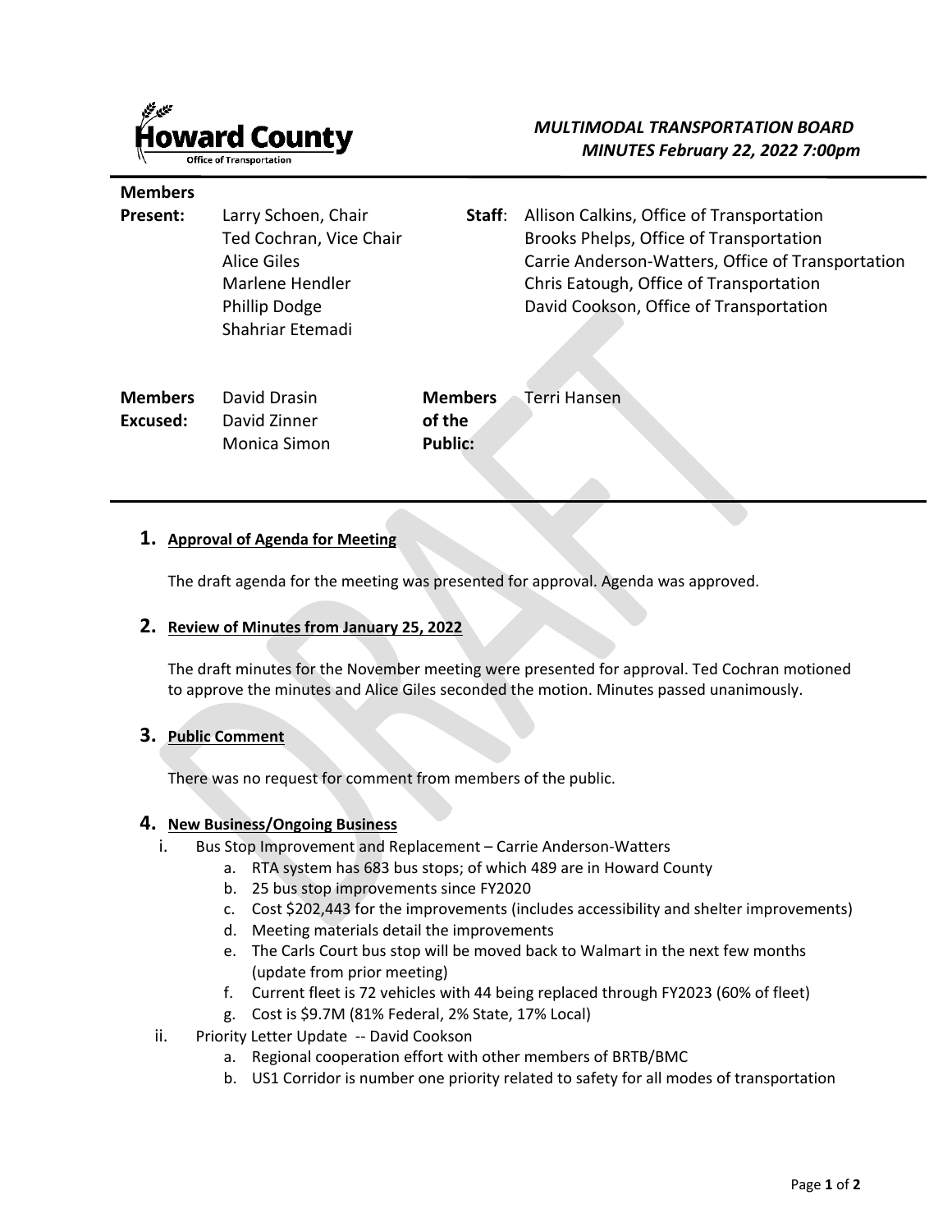Howard County
Office of Transportation

*MULTIMODAL TRANSPORTATION BOARD*
*MINUTES February 22, 2022 7:00pm*

| | | | |
|---|---|---|---|
| **Members Present:** | Larry Schoen, Chair<br>Ted Cochran, Vice Chair<br>Alice Giles<br>Marlene Hendler<br>Phillip Dodge<br>Shahriar Etemadi | **Staff**: | Allison Calkins, Office of Transportation<br>Brooks Phelps, Office of Transportation<br>Carrie Anderson-Watters, Office of Transportation<br>Chris Eatough, Office of Transportation<br>David Cookson, Office of Transportation |
| **Members Excused:** | David Drasin<br>David Zinner<br>Monica Simon | **Members of the Public:** | Terri Hansen |

## 1. Approval of Agenda for Meeting

The draft agenda for the meeting was presented for approval. Agenda was approved.

## 2. Review of Minutes from January 25, 2022

The draft minutes for the November meeting were presented for approval. Ted Cochran motioned to approve the minutes and Alice Giles seconded the motion. Minutes passed unanimously.

## 3. Public Comment

There was no request for comment from members of the public.

## 4. New Business/Ongoing Business

i. Bus Stop Improvement and Replacement – Carrie Anderson-Watters
   a. RTA system has 683 bus stops; of which 489 are in Howard County
   b. 25 bus stop improvements since FY2020
   c. Cost $202,443 for the improvements (includes accessibility and shelter improvements)
   d. Meeting materials detail the improvements
   e. The Carls Court bus stop will be moved back to Walmart in the next few months (update from prior meeting)
   f. Current fleet is 72 vehicles with 44 being replaced through FY2023 (60% of fleet)
   g. Cost is $9.7M (81% Federal, 2% State, 17% Local)

ii. Priority Letter Update -- David Cookson
   a. Regional cooperation effort with other members of BRTB/BMC
   b. US1 Corridor is number one priority related to safety for all modes of transportation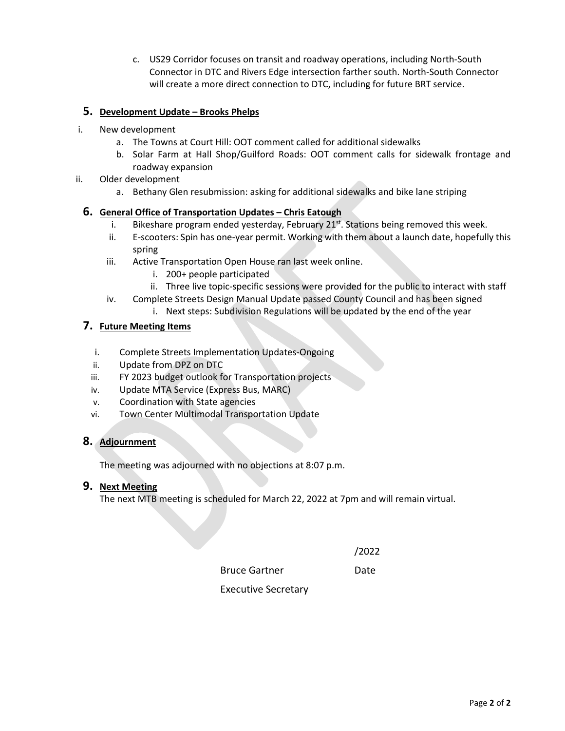c. US29 Corridor focuses on transit and roadway operations, including North-South Connector in DTC and Rivers Edge intersection farther south. North-South Connector will create a more direct connection to DTC, including for future BRT service.

## 5. Development Update – Brooks Phelps

i. New development
   a. The Towns at Court Hill: OOT comment called for additional sidewalks
   b. Solar Farm at Hall Shop/Guilford Roads: OOT comment calls for sidewalk frontage and roadway expansion

ii. Older development
   a. Bethany Glen resubmission: asking for additional sidewalks and bike lane striping

## 6. General Office of Transportation Updates – Chris Eatough

i. Bikeshare program ended yesterday, February 21st. Stations being removed this week.
ii. E-scooters: Spin has one-year permit. Working with them about a launch date, hopefully this spring
iii. Active Transportation Open House ran last week online.
   i. 200+ people participated
   ii. Three live topic-specific sessions were provided for the public to interact with staff
iv. Complete Streets Design Manual Update passed County Council and has been signed
   i. Next steps: Subdivision Regulations will be updated by the end of the year

## 7. Future Meeting Items

i. Complete Streets Implementation Updates-Ongoing
ii. Update from DPZ on DTC
iii. FY 2023 budget outlook for Transportation projects
iv. Update MTA Service (Express Bus, MARC)
v. Coordination with State agencies
vi. Town Center Multimodal Transportation Update

## 8. Adjournment

The meeting was adjourned with no objections at 8:07 p.m.

## 9. Next Meeting

The next MTB meeting is scheduled for March 22, 2022 at 7pm and will remain virtual.

/2022

Bruce Gartner                Date

Executive Secretary